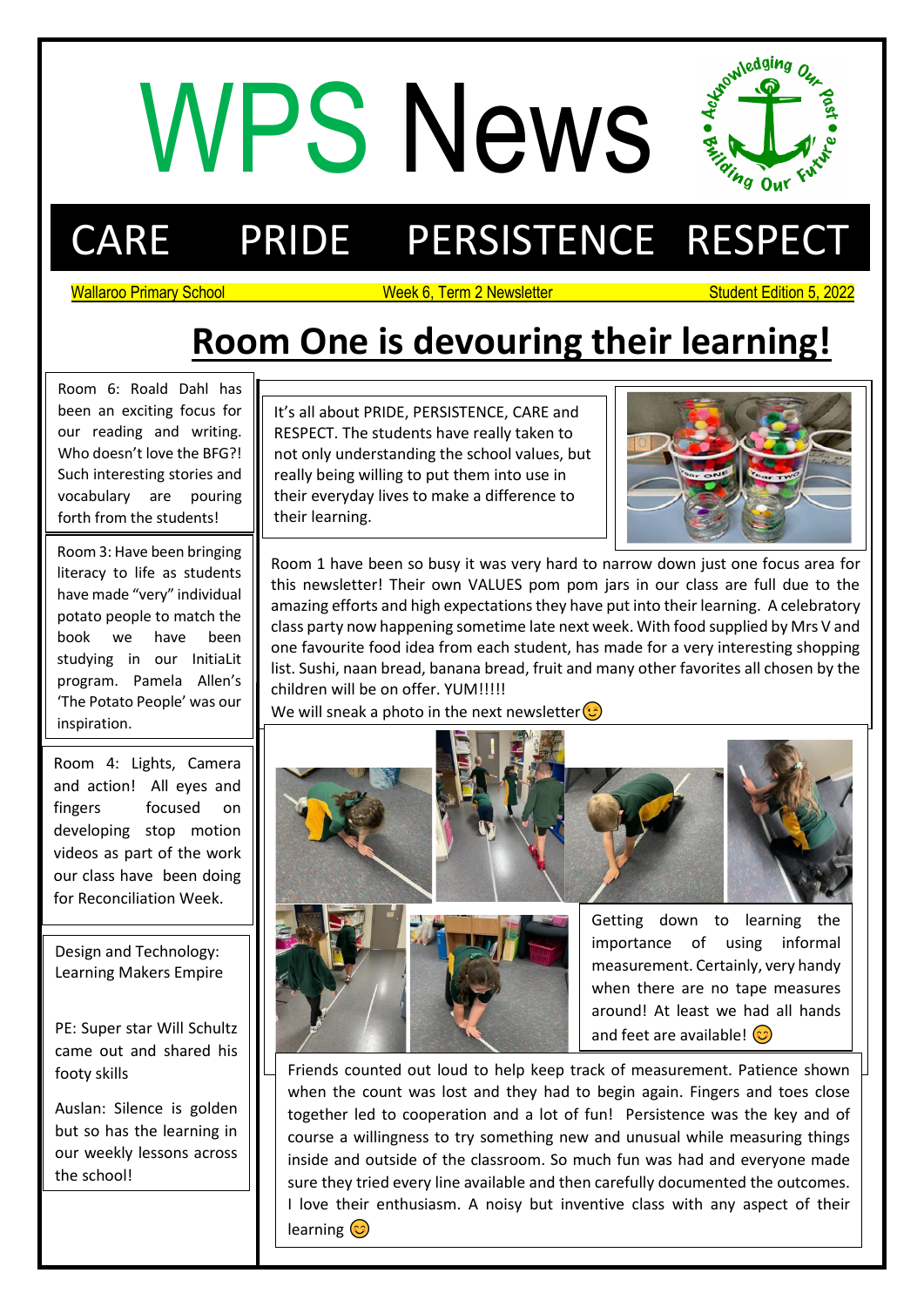# WPS News

Acknowledging Our Past • Building Our Future •

## CARE PRIDE PERSISTENCE RESPECT

Wallaroo Primary School | Week 6, Term 2 Newsletter | Student Edition 5, 2022

# Room One is devouring their learning!

It's all about PRIDE, PERSISTENCE, CARE and RESPECT. The students have really taken to not only understanding the school values, but really being willing to put them into use in their everyday lives to make a difference to their learning.

Room 1 have been so busy it was very hard to narrow down just one focus area for this newsletter! Their own VALUES pom pom jars in our class are full due to the amazing efforts and high expectations they have put into their learning. A celebratory class party now happening sometime late next week. With food supplied by Mrs V and one favourite food idea from each student, has made for a very interesting shopping list. Sushi, naan bread, banana bread, fruit and many other favorites all chosen by the children will be on offer. YUM!!!!!

We will sneak a photo in the next newsletter😉

Getting down to learning the importance of using informal measurement. Certainly, very handy when there are no tape measures around! At least we had all hands and feet are available! 😊

Friends counted out loud to help keep track of measurement. Patience shown when the count was lost and they had to begin again. Fingers and toes close together led to cooperation and a lot of fun! Persistence was the key and of course a willingness to try something new and unusual while measuring things inside and outside of the classroom. So much fun was had and everyone made sure they tried every line available and then carefully documented the outcomes. I love their enthusiasm. A noisy but inventive class with any aspect of their learning 😊

Room 6: Roald Dahl has been an exciting focus for our reading and writing. Who doesn't love the BFG?! Such interesting stories and vocabulary are pouring forth from the students!

Room 3: Have been bringing literacy to life as students have made "very" individual potato people to match the book we have been studying in our InitiaLit program. Pamela Allen's 'The Potato People' was our inspiration.

Room 4: Lights, Camera and action! All eyes and fingers focused on developing stop motion videos as part of the work our class have been doing for Reconciliation Week.

Design and Technology: Learning Makers Empire

PE: Super star Will Schultz came out and shared his footy skills

Auslan: Silence is golden but so has the learning in our weekly lessons across the school!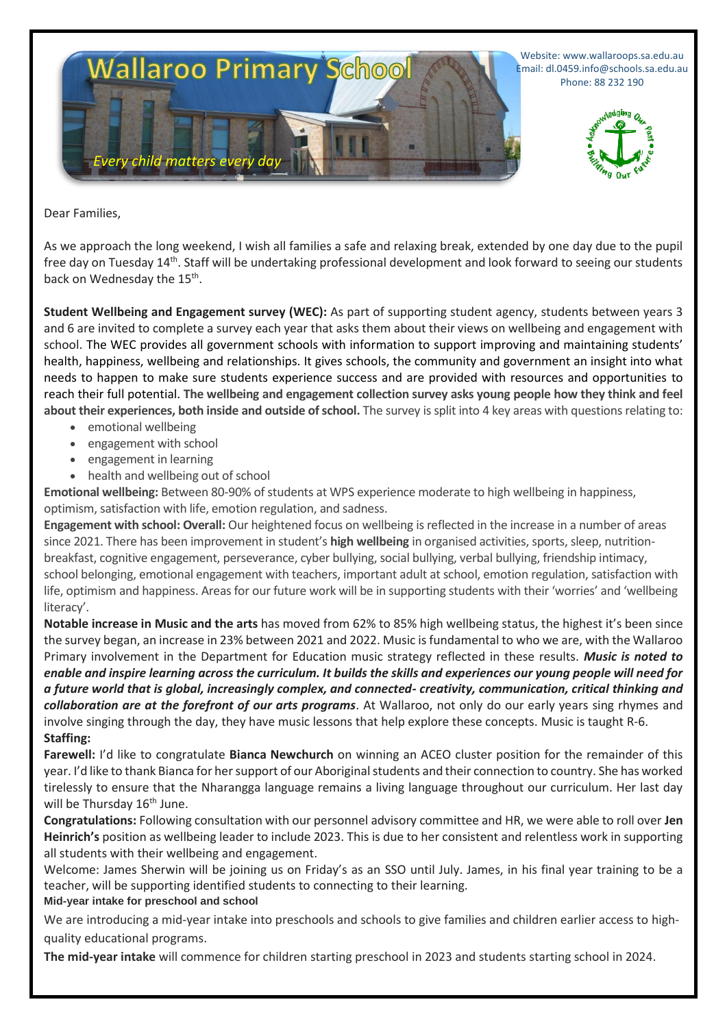# Wallaroo Primary School

*Every child matters every day*

Website: www.wallaroops.sa.edu.au
Email: dl.0459.info@schools.sa.edu.au
Phone: 88 232 190

Dear Families,

As we approach the long weekend, I wish all families a safe and relaxing break, extended by one day due to the pupil free day on Tuesday 14th. Staff will be undertaking professional development and look forward to seeing our students back on Wednesday the 15th.

**Student Wellbeing and Engagement survey (WEC):** As part of supporting student agency, students between years 3 and 6 are invited to complete a survey each year that asks them about their views on wellbeing and engagement with school. The WEC provides all government schools with information to support improving and maintaining students' health, happiness, wellbeing and relationships. It gives schools, the community and government an insight into what needs to happen to make sure students experience success and are provided with resources and opportunities to reach their full potential. **The wellbeing and engagement collection survey asks young people how they think and feel about their experiences, both inside and outside of school.** The survey is split into 4 key areas with questions relating to:

- emotional wellbeing
- engagement with school
- engagement in learning
- health and wellbeing out of school

**Emotional wellbeing:** Between 80-90% of students at WPS experience moderate to high wellbeing in happiness, optimism, satisfaction with life, emotion regulation, and sadness.

**Engagement with school: Overall:** Our heightened focus on wellbeing is reflected in the increase in a number of areas since 2021. There has been improvement in student's **high wellbeing** in organised activities, sports, sleep, nutrition-breakfast, cognitive engagement, perseverance, cyber bullying, social bullying, verbal bullying, friendship intimacy, school belonging, emotional engagement with teachers, important adult at school, emotion regulation, satisfaction with life, optimism and happiness. Areas for our future work will be in supporting students with their 'worries' and 'wellbeing literacy'.

**Notable increase in Music and the arts** has moved from 62% to 85% high wellbeing status, the highest it's been since the survey began, an increase in 23% between 2021 and 2022. Music is fundamental to who we are, with the Wallaroo Primary involvement in the Department for Education music strategy reflected in these results. ***Music is noted to enable and inspire learning across the curriculum. It builds the skills and experiences our young people will need for a future world that is global, increasingly complex, and connected- creativity, communication, critical thinking and collaboration are at the forefront of our arts programs***. At Wallaroo, not only do our early years sing rhymes and involve singing through the day, they have music lessons that help explore these concepts. Music is taught R-6.

**Staffing:**

**Farewell:** I'd like to congratulate **Bianca Newchurch** on winning an ACEO cluster position for the remainder of this year. I'd like to thank Bianca for her support of our Aboriginal students and their connection to country. She has worked tirelessly to ensure that the Nharangga language remains a living language throughout our curriculum. Her last day will be Thursday 16th June.

**Congratulations:** Following consultation with our personnel advisory committee and HR, we were able to roll over **Jen Heinrich's** position as wellbeing leader to include 2023. This is due to her consistent and relentless work in supporting all students with their wellbeing and engagement.

Welcome: James Sherwin will be joining us on Friday's as an SSO until July. James, in his final year training to be a teacher, will be supporting identified students to connecting to their learning.

**Mid-year intake for preschool and school**

We are introducing a mid-year intake into preschools and schools to give families and children earlier access to high-quality educational programs.

**The mid-year intake** will commence for children starting preschool in 2023 and students starting school in 2024.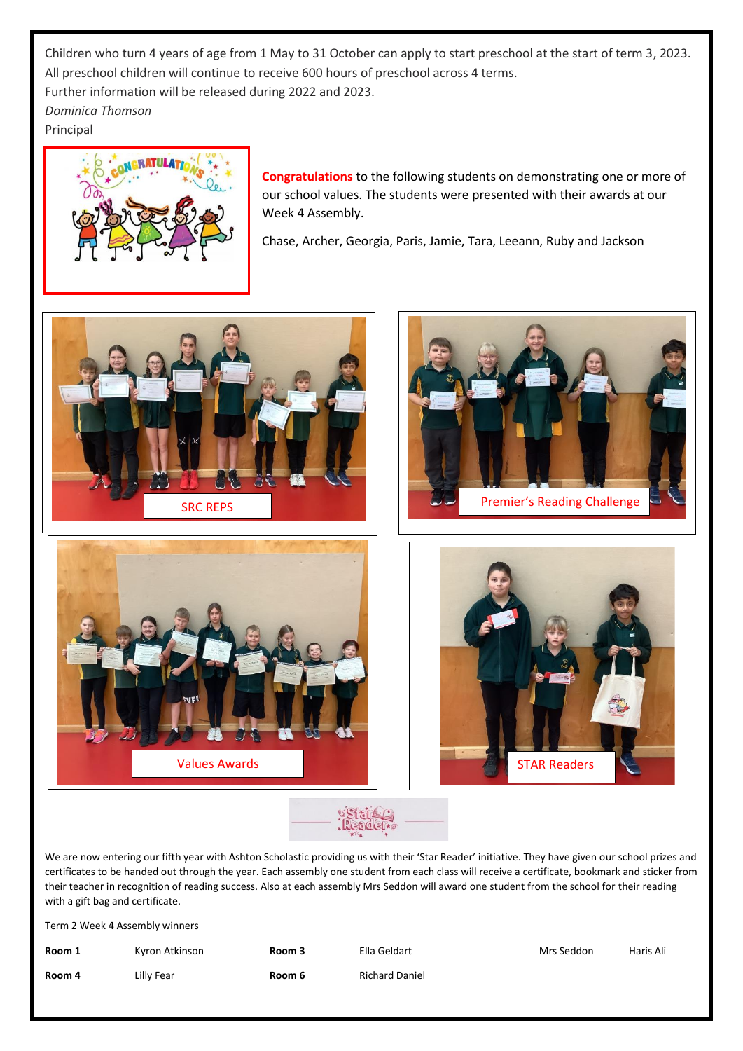Children who turn 4 years of age from 1 May to 31 October can apply to start preschool at the start of term 3, 2023.
All preschool children will continue to receive 600 hours of preschool across 4 terms.
Further information will be released during 2022 and 2023.

*Dominica Thomson*
Principal

**Congratulations** to the following students on demonstrating one or more of our school values. The students were presented with their awards at our Week 4 Assembly.

Chase, Archer, Georgia, Paris, Jamie, Tara, Leeann, Ruby and Jackson

SRC REPS

Premier's Reading Challenge

Values Awards

STAR Readers

We are now entering our fifth year with Ashton Scholastic providing us with their 'Star Reader' initiative. They have given our school prizes and certificates to be handed out through the year. Each assembly one student from each class will receive a certificate, bookmark and sticker from their teacher in recognition of reading success. Also at each assembly Mrs Seddon will award one student from the school for their reading with a gift bag and certificate.

Term 2 Week 4 Assembly winners

| | | | | | |
|---|---|---|---|---|---|
| **Room 1** | Kyron Atkinson | **Room 3** | Ella Geldart | Mrs Seddon | Haris Ali |
| **Room 4** | Lilly Fear | **Room 6** | Richard Daniel | | |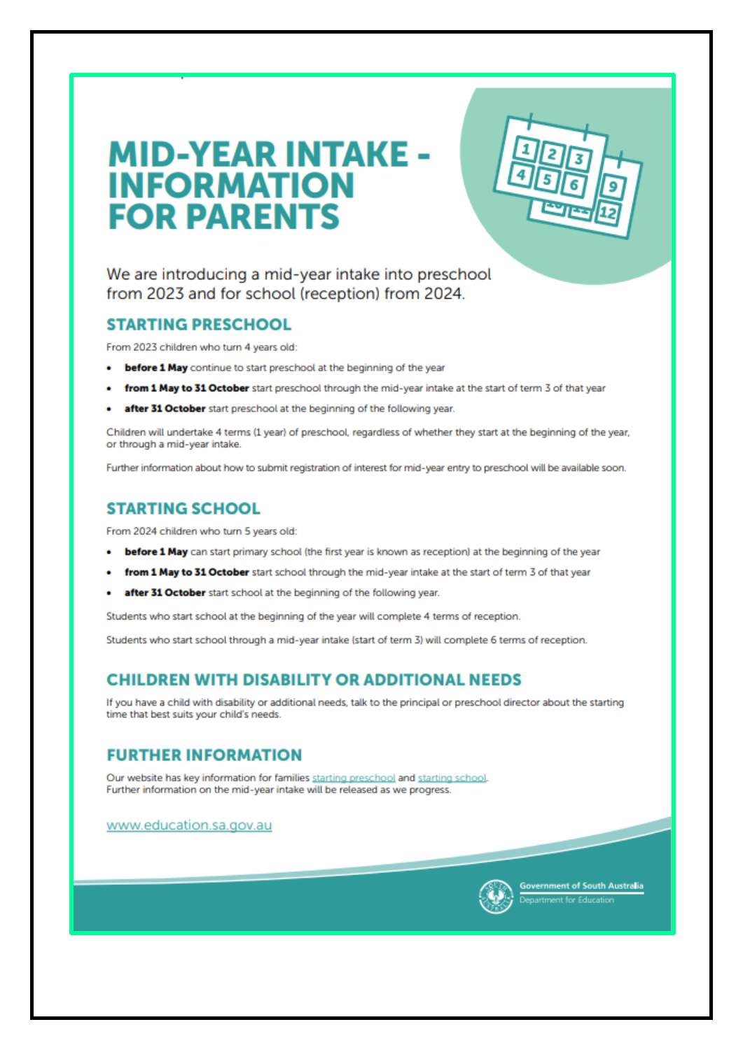# MID-YEAR INTAKE - INFORMATION FOR PARENTS

We are introducing a mid-year intake into preschool from 2023 and for school (reception) from 2024.

## STARTING PRESCHOOL

From 2023 children who turn 4 years old:

- **before 1 May** continue to start preschool at the beginning of the year
- **from 1 May to 31 October** start preschool through the mid-year intake at the start of term 3 of that year
- **after 31 October** start preschool at the beginning of the following year.

Children will undertake 4 terms (1 year) of preschool, regardless of whether they start at the beginning of the year, or through a mid-year intake.

Further information about how to submit registration of interest for mid-year entry to preschool will be available soon.

## STARTING SCHOOL

From 2024 children who turn 5 years old:

- **before 1 May** can start primary school (the first year is known as reception) at the beginning of the year
- **from 1 May to 31 October** start school through the mid-year intake at the start of term 3 of that year
- **after 31 October** start school at the beginning of the following year.

Students who start school at the beginning of the year will complete 4 terms of reception.

Students who start school through a mid-year intake (start of term 3) will complete 6 terms of reception.

## CHILDREN WITH DISABILITY OR ADDITIONAL NEEDS

If you have a child with disability or additional needs, talk to the principal or preschool director about the starting time that best suits your child's needs.

## FURTHER INFORMATION

Our website has key information for families starting preschool and starting school.
Further information on the mid-year intake will be released as we progress.

www.education.sa.gov.au

Government of South Australia
Department for Education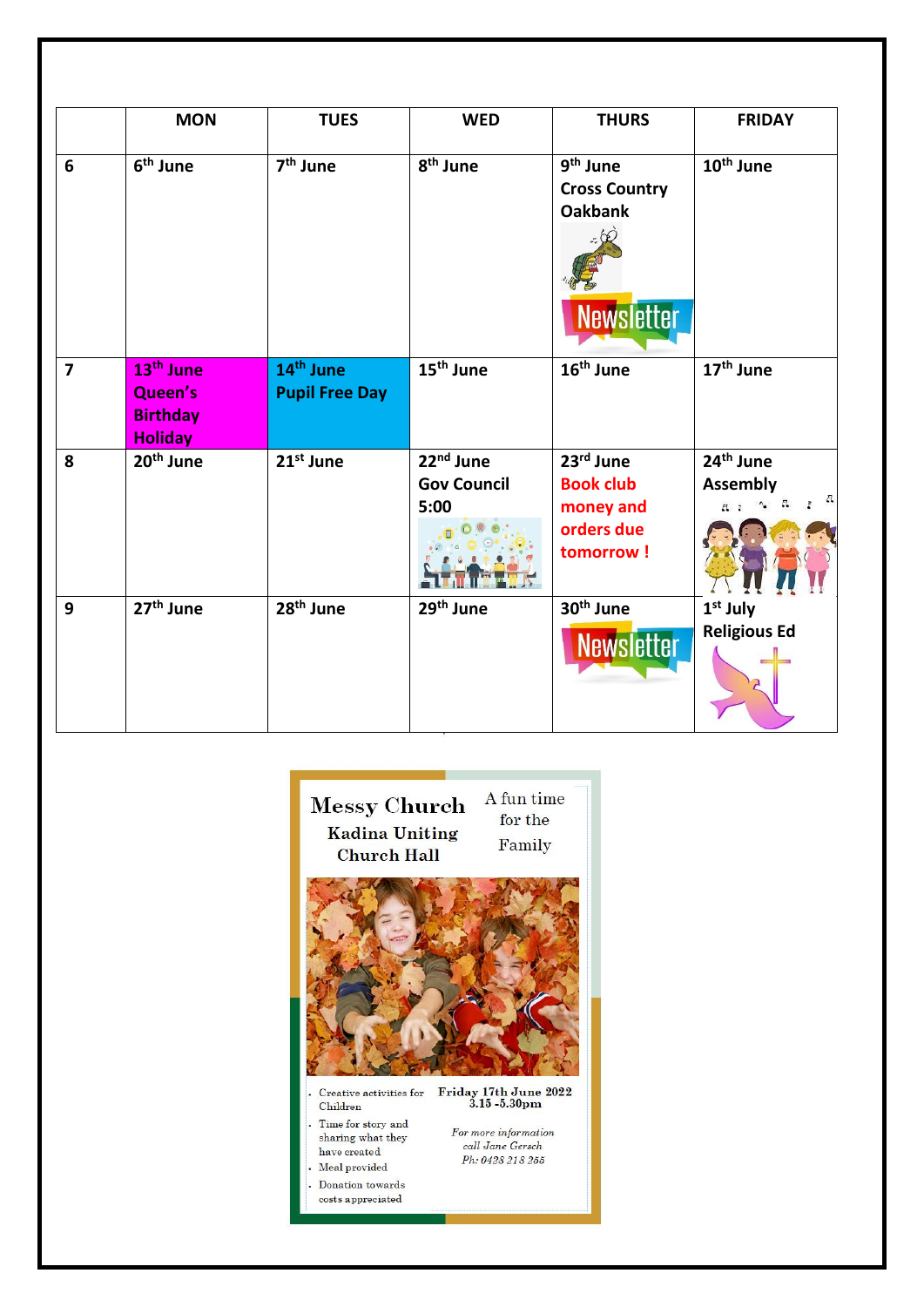| | MON | TUES | WED | THURS | FRIDAY |
|---|---|---|---|---|---|
| 6 | 6th June | 7th June | 8th June | 9th June Cross Country Oakbank Newsletter | 10th June |
| 7 | 13th June Queen's Birthday Holiday | 14th June Pupil Free Day | 15th June | 16th June | 17th June |
| 8 | 20th June | 21st June | 22nd June Gov Council 5:00 | 23rd June Book club money and orders due tomorrow ! | 24th June Assembly |
| 9 | 27th June | 28th June | 29th June | 30th June Newsletter | 1st July Religious Ed |

## Messy Church

**Kadina Uniting Church Hall**

A fun time for the Family

- Creative activities for Children
- Time for story and sharing what they have created
- Meal provided
- Donation towards costs appreciated

**Friday 17th June 2022**
**3.15 -5.30pm**

*For more information call Jane Gersch Ph: 0428 218 265*